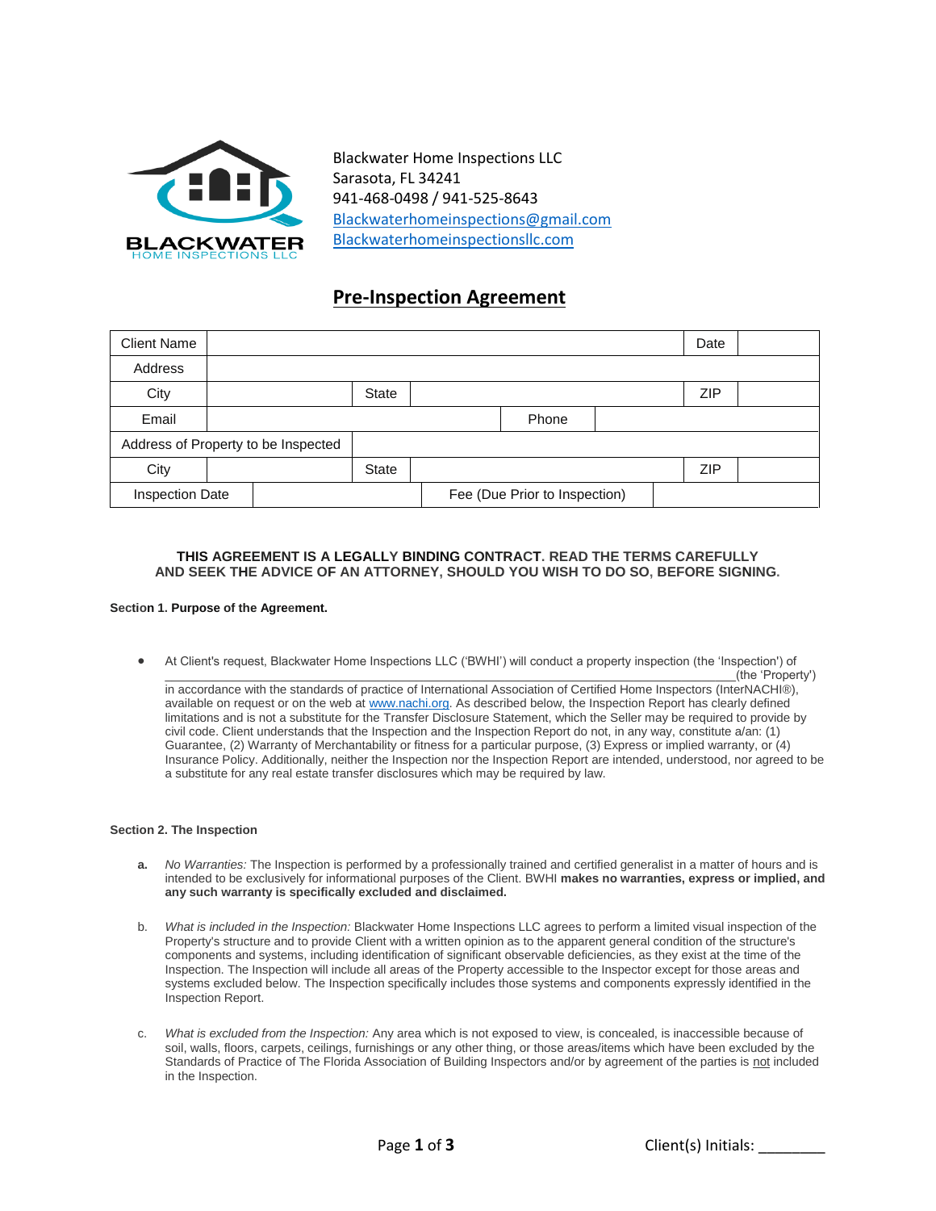Blackwater Home Inspections LLC
Sarasota, FL 34241
941-468-0498 / 941-525-8643
Blackwaterhomeinspections@gmail.com
Blackwaterhomeinspectionsllc.com

# Pre-Inspection Agreement

| Client Name | | | | | Date | |
|---|---|---|---|---|---|---|
| Address | | | | | | |
| City | | State | | | ZIP | |
| Email | | | | Phone | | |
| Address of Property to be Inspected | | | | | | |
| City | | State | | | ZIP | |
| Inspection Date | | | Fee (Due Prior to Inspection) | | | |

**THIS AGREEMENT IS A LEGALLY BINDING CONTRACT. READ THE TERMS CAREFULLY AND SEEK THE ADVICE OF AN ATTORNEY, SHOULD YOU WISH TO DO SO, BEFORE SIGNING.**

**Section 1. Purpose of the Agreement.**

- At Client's request, Blackwater Home Inspections LLC ('BWHI') will conduct a property inspection (the 'Inspection') of ______________________________________________________________(the 'Property') in accordance with the standards of practice of International Association of Certified Home Inspectors (InterNACHI®), available on request or on the web at www.nachi.org. As described below, the Inspection Report has clearly defined limitations and is not a substitute for the Transfer Disclosure Statement, which the Seller may be required to provide by civil code. Client understands that the Inspection and the Inspection Report do not, in any way, constitute a/an: (1) Guarantee, (2) Warranty of Merchantability or fitness for a particular purpose, (3) Express or implied warranty, or (4) Insurance Policy. Additionally, neither the Inspection nor the Inspection Report are intended, understood, nor agreed to be a substitute for any real estate transfer disclosures which may be required by law.

**Section 2. The Inspection**

**a.** *No Warranties:* The Inspection is performed by a professionally trained and certified generalist in a matter of hours and is intended to be exclusively for informational purposes of the Client. BWHI **makes no warranties, express or implied, and any such warranty is specifically excluded and disclaimed.**

b. *What is included in the Inspection:* Blackwater Home Inspections LLC agrees to perform a limited visual inspection of the Property's structure and to provide Client with a written opinion as to the apparent general condition of the structure's components and systems, including identification of significant observable deficiencies, as they exist at the time of the Inspection. The Inspection will include all areas of the Property accessible to the Inspector except for those areas and systems excluded below. The Inspection specifically includes those systems and components expressly identified in the Inspection Report.

c. *What is excluded from the Inspection:* Any area which is not exposed to view, is concealed, is inaccessible because of soil, walls, floors, carpets, ceilings, furnishings or any other thing, or those areas/items which have been excluded by the Standards of Practice of The Florida Association of Building Inspectors and/or by agreement of the parties is not included in the Inspection.

Client(s) Initials: ________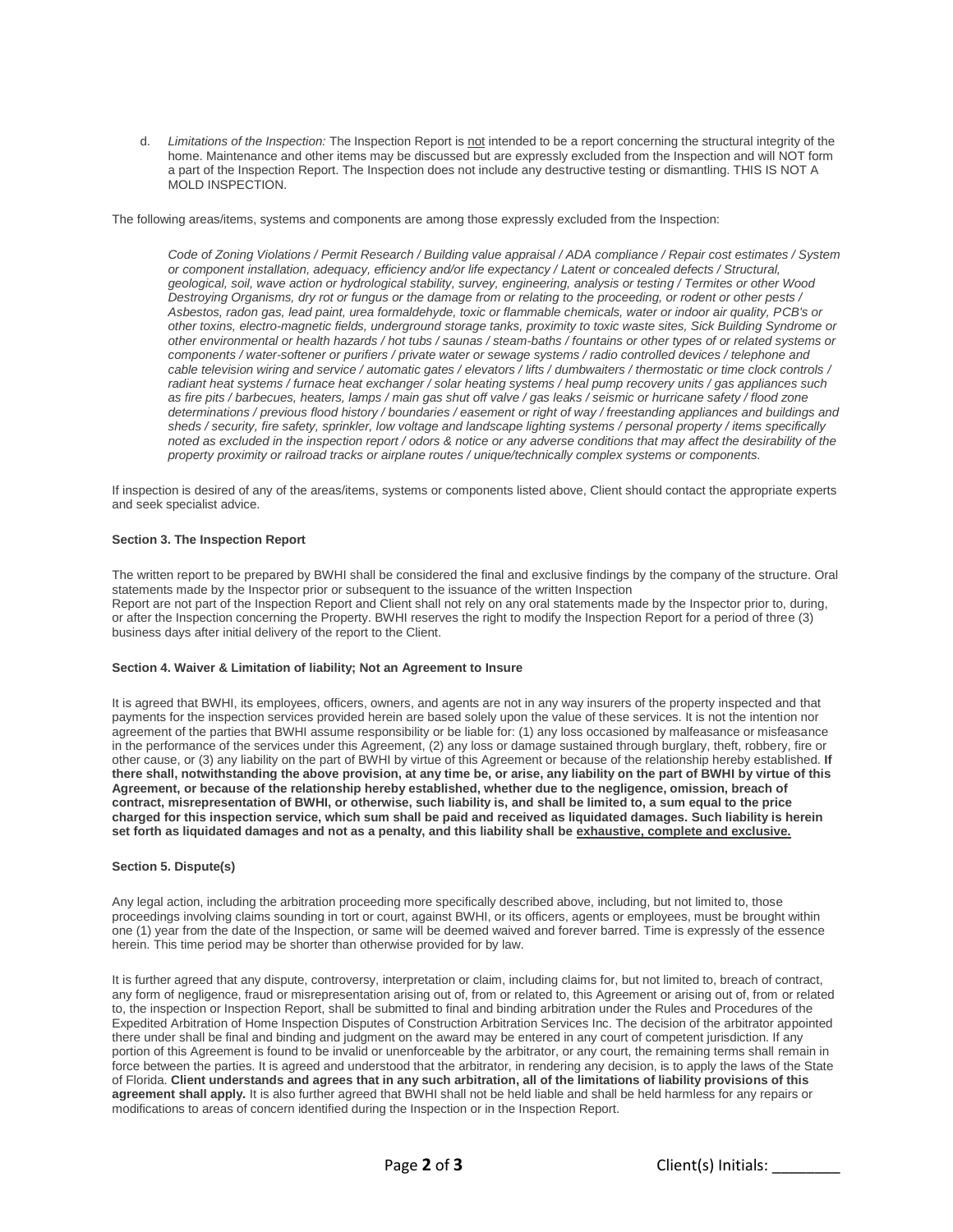d. *Limitations of the Inspection:* The Inspection Report is not intended to be a report concerning the structural integrity of the home. Maintenance and other items may be discussed but are expressly excluded from the Inspection and will NOT form a part of the Inspection Report. The Inspection does not include any destructive testing or dismantling. THIS IS NOT A MOLD INSPECTION.

The following areas/items, systems and components are among those expressly excluded from the Inspection:

*Code of Zoning Violations / Permit Research / Building value appraisal / ADA compliance / Repair cost estimates / System or component installation, adequacy, efficiency and/or life expectancy / Latent or concealed defects / Structural, geological, soil, wave action or hydrological stability, survey, engineering, analysis or testing / Termites or other Wood Destroying Organisms, dry rot or fungus or the damage from or relating to the proceeding, or rodent or other pests / Asbestos, radon gas, lead paint, urea formaldehyde, toxic or flammable chemicals, water or indoor air quality, PCB's or other toxins, electro-magnetic fields, underground storage tanks, proximity to toxic waste sites, Sick Building Syndrome or other environmental or health hazards / hot tubs / saunas / steam-baths / fountains or other types of or related systems or components / water-softener or purifiers / private water or sewage systems / radio controlled devices / telephone and cable television wiring and service / automatic gates / elevators / lifts / dumbwaiters / thermostatic or time clock controls / radiant heat systems / furnace heat exchanger / solar heating systems / heal pump recovery units / gas appliances such as fire pits / barbecues, heaters, lamps / main gas shut off valve / gas leaks / seismic or hurricane safety / flood zone determinations / previous flood history / boundaries / easement or right of way / freestanding appliances and buildings and sheds / security, fire safety, sprinkler, low voltage and landscape lighting systems / personal property / items specifically noted as excluded in the inspection report / odors & notice or any adverse conditions that may affect the desirability of the property proximity or railroad tracks or airplane routes / unique/technically complex systems or components.*

If inspection is desired of any of the areas/items, systems or components listed above, Client should contact the appropriate experts and seek specialist advice.

**Section 3. The Inspection Report**

The written report to be prepared by BWHI shall be considered the final and exclusive findings by the company of the structure. Oral statements made by the Inspector prior or subsequent to the issuance of the written Inspection Report are not part of the Inspection Report and Client shall not rely on any oral statements made by the Inspector prior to, during, or after the Inspection concerning the Property. BWHI reserves the right to modify the Inspection Report for a period of three (3) business days after initial delivery of the report to the Client.

**Section 4. Waiver & Limitation of liability; Not an Agreement to Insure**

It is agreed that BWHI, its employees, officers, owners, and agents are not in any way insurers of the property inspected and that payments for the inspection services provided herein are based solely upon the value of these services. It is not the intention nor agreement of the parties that BWHI assume responsibility or be liable for: (1) any loss occasioned by malfeasance or misfeasance in the performance of the services under this Agreement, (2) any loss or damage sustained through burglary, theft, robbery, fire or other cause, or (3) any liability on the part of BWHI by virtue of this Agreement or because of the relationship hereby established. **If there shall, notwithstanding the above provision, at any time be, or arise, any liability on the part of BWHI by virtue of this Agreement, or because of the relationship hereby established, whether due to the negligence, omission, breach of contract, misrepresentation of BWHI, or otherwise, such liability is, and shall be limited to, a sum equal to the price charged for this inspection service, which sum shall be paid and received as liquidated damages. Such liability is herein set forth as liquidated damages and not as a penalty, and this liability shall be exhaustive, complete and exclusive.**

**Section 5. Dispute(s)**

Any legal action, including the arbitration proceeding more specifically described above, including, but not limited to, those proceedings involving claims sounding in tort or court, against BWHI, or its officers, agents or employees, must be brought within one (1) year from the date of the Inspection, or same will be deemed waived and forever barred. Time is expressly of the essence herein. This time period may be shorter than otherwise provided for by law.

It is further agreed that any dispute, controversy, interpretation or claim, including claims for, but not limited to, breach of contract, any form of negligence, fraud or misrepresentation arising out of, from or related to, this Agreement or arising out of, from or related to, the inspection or Inspection Report, shall be submitted to final and binding arbitration under the Rules and Procedures of the Expedited Arbitration of Home Inspection Disputes of Construction Arbitration Services Inc. The decision of the arbitrator appointed there under shall be final and binding and judgment on the award may be entered in any court of competent jurisdiction. If any portion of this Agreement is found to be invalid or unenforceable by the arbitrator, or any court, the remaining terms shall remain in force between the parties. It is agreed and understood that the arbitrator, in rendering any decision, is to apply the laws of the State of Florida. **Client understands and agrees that in any such arbitration, all of the limitations of liability provisions of this agreement shall apply.** It is also further agreed that BWHI shall not be held liable and shall be held harmless for any repairs or modifications to areas of concern identified during the Inspection or in the Inspection Report.

Client(s) Initials: ________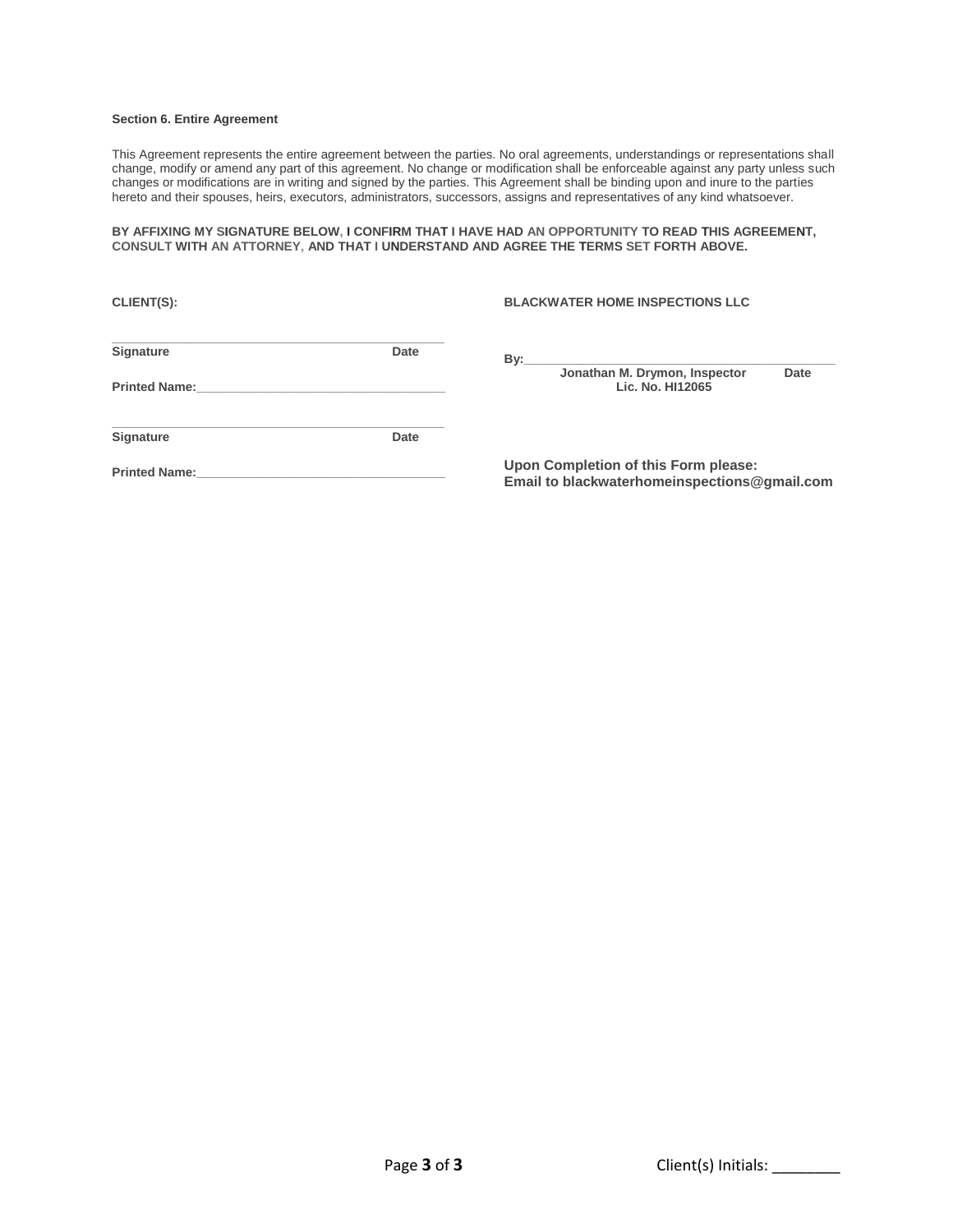### Section 6. Entire Agreement

This Agreement represents the entire agreement between the parties. No oral agreements, understandings or representations shall change, modify or amend any part of this agreement. No change or modification shall be enforceable against any party unless such changes or modifications are in writing and signed by the parties. This Agreement shall be binding upon and inure to the parties hereto and their spouses, heirs, executors, administrators, successors, assigns and representatives of any kind whatsoever.

**BY AFFIXING MY SIGNATURE BELOW, I CONFIRM THAT I HAVE HAD AN OPPORTUNITY TO READ THIS AGREEMENT, CONSULT WITH AN ATTORNEY, AND THAT I UNDERSTAND AND AGREE THE TERMS SET FORTH ABOVE.**

**CLIENT(S):**

_____________________________________________
**Signature** **Date**

**Printed Name:**___________________________________

_____________________________________________
**Signature** **Date**

**Printed Name:**___________________________________

**BLACKWATER HOME INSPECTIONS LLC**

**By:**___________________________________________
**Jonathan M. Drymon, Inspector** **Date**
**Lic. No. HI12065**

**Upon Completion of this Form please:**
**Email to blackwaterhomeinspections@gmail.com**

Client(s) Initials: ________